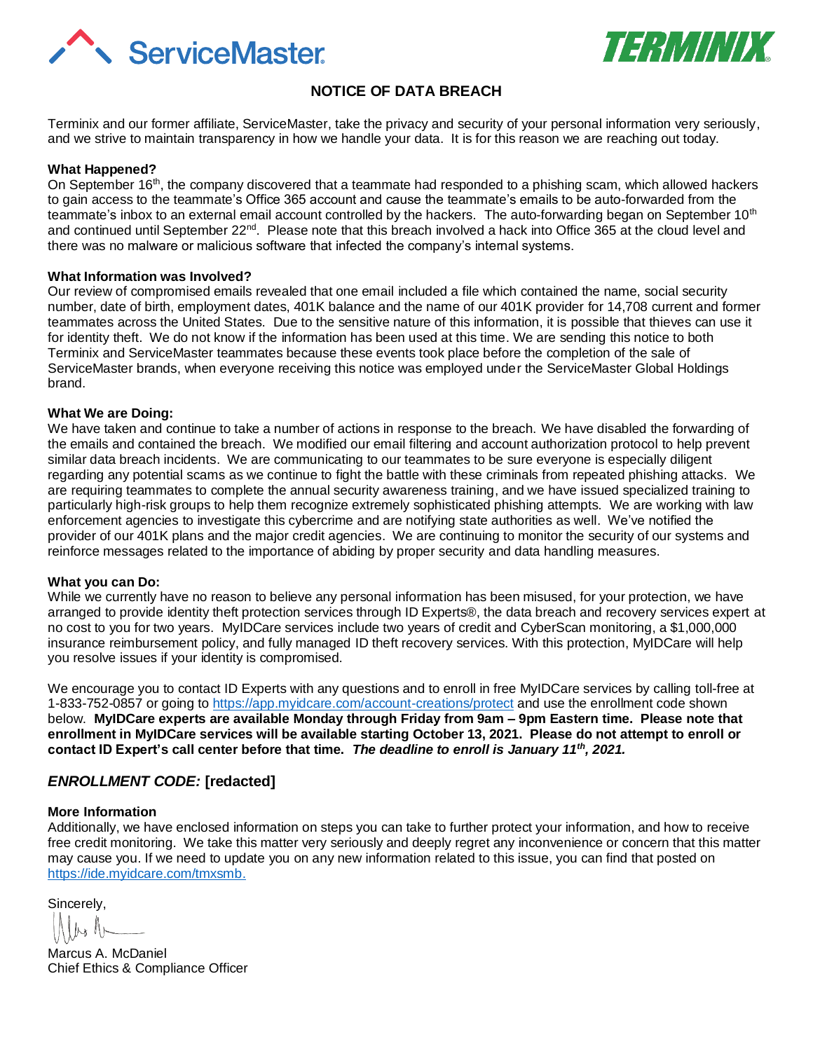ServiceMaster

TERMINIX

# NOTICE OF DATA BREACH

Terminix and our former affiliate, ServiceMaster, take the privacy and security of your personal information very seriously, and we strive to maintain transparency in how we handle your data. It is for this reason we are reaching out today.

**What Happened?**
On September 16th, the company discovered that a teammate had responded to a phishing scam, which allowed hackers to gain access to the teammate's Office 365 account and cause the teammate's emails to be auto-forwarded from the teammate's inbox to an external email account controlled by the hackers. The auto-forwarding began on September 10th and continued until September 22nd. Please note that this breach involved a hack into Office 365 at the cloud level and there was no malware or malicious software that infected the company's internal systems.

**What Information was Involved?**
Our review of compromised emails revealed that one email included a file which contained the name, social security number, date of birth, employment dates, 401K balance and the name of our 401K provider for 14,708 current and former teammates across the United States. Due to the sensitive nature of this information, it is possible that thieves can use it for identity theft. We do not know if the information has been used at this time. We are sending this notice to both Terminix and ServiceMaster teammates because these events took place before the completion of the sale of ServiceMaster brands, when everyone receiving this notice was employed under the ServiceMaster Global Holdings brand.

**What We are Doing:**
We have taken and continue to take a number of actions in response to the breach. We have disabled the forwarding of the emails and contained the breach. We modified our email filtering and account authorization protocol to help prevent similar data breach incidents. We are communicating to our teammates to be sure everyone is especially diligent regarding any potential scams as we continue to fight the battle with these criminals from repeated phishing attacks. We are requiring teammates to complete the annual security awareness training, and we have issued specialized training to particularly high-risk groups to help them recognize extremely sophisticated phishing attempts. We are working with law enforcement agencies to investigate this cybercrime and are notifying state authorities as well. We've notified the provider of our 401K plans and the major credit agencies. We are continuing to monitor the security of our systems and reinforce messages related to the importance of abiding by proper security and data handling measures.

**What you can Do:**
While we currently have no reason to believe any personal information has been misused, for your protection, we have arranged to provide identity theft protection services through ID Experts®, the data breach and recovery services expert at no cost to you for two years. MyIDCare services include two years of credit and CyberScan monitoring, a $1,000,000 insurance reimbursement policy, and fully managed ID theft recovery services. With this protection, MyIDCare will help you resolve issues if your identity is compromised.

We encourage you to contact ID Experts with any questions and to enroll in free MyIDCare services by calling toll-free at 1-833-752-0857 or going to https://app.myidcare.com/account-creations/protect and use the enrollment code shown below. **MyIDCare experts are available Monday through Friday from 9am – 9pm Eastern time. Please note that enrollment in MyIDCare services will be available starting October 13, 2021. Please do not attempt to enroll or contact ID Expert's call center before that time.** ***The deadline to enroll is January 11th, 2021.***

## *ENROLLMENT CODE:* [redacted]

**More Information**
Additionally, we have enclosed information on steps you can take to further protect your information, and how to receive free credit monitoring. We take this matter very seriously and deeply regret any inconvenience or concern that this matter may cause you. If we need to update you on any new information related to this issue, you can find that posted on https://ide.myidcare.com/tmxsmb.

Sincerely,

Marcus A. McDaniel
Chief Ethics & Compliance Officer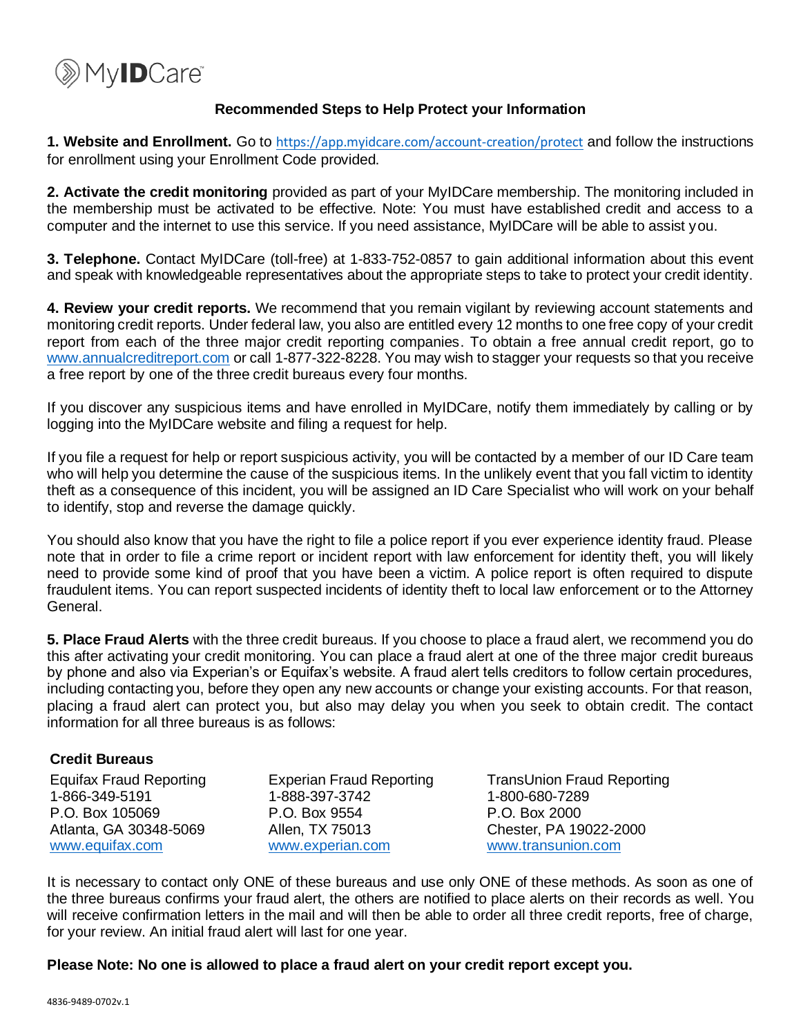MyIDCare

## Recommended Steps to Help Protect your Information

**1. Website and Enrollment.** Go to https://app.myidcare.com/account-creation/protect and follow the instructions for enrollment using your Enrollment Code provided.

**2. Activate the credit monitoring** provided as part of your MyIDCare membership. The monitoring included in the membership must be activated to be effective. Note: You must have established credit and access to a computer and the internet to use this service. If you need assistance, MyIDCare will be able to assist you.

**3. Telephone.** Contact MyIDCare (toll-free) at 1-833-752-0857 to gain additional information about this event and speak with knowledgeable representatives about the appropriate steps to take to protect your credit identity.

**4. Review your credit reports.** We recommend that you remain vigilant by reviewing account statements and monitoring credit reports. Under federal law, you also are entitled every 12 months to one free copy of your credit report from each of the three major credit reporting companies. To obtain a free annual credit report, go to www.annualcreditreport.com or call 1-877-322-8228. You may wish to stagger your requests so that you receive a free report by one of the three credit bureaus every four months.

If you discover any suspicious items and have enrolled in MyIDCare, notify them immediately by calling or by logging into the MyIDCare website and filing a request for help.

If you file a request for help or report suspicious activity, you will be contacted by a member of our ID Care team who will help you determine the cause of the suspicious items. In the unlikely event that you fall victim to identity theft as a consequence of this incident, you will be assigned an ID Care Specialist who will work on your behalf to identify, stop and reverse the damage quickly.

You should also know that you have the right to file a police report if you ever experience identity fraud. Please note that in order to file a crime report or incident report with law enforcement for identity theft, you will likely need to provide some kind of proof that you have been a victim. A police report is often required to dispute fraudulent items. You can report suspected incidents of identity theft to local law enforcement or to the Attorney General.

**5. Place Fraud Alerts** with the three credit bureaus. If you choose to place a fraud alert, we recommend you do this after activating your credit monitoring. You can place a fraud alert at one of the three major credit bureaus by phone and also via Experian's or Equifax's website. A fraud alert tells creditors to follow certain procedures, including contacting you, before they open any new accounts or change your existing accounts. For that reason, placing a fraud alert can protect you, but also may delay you when you seek to obtain credit. The contact information for all three bureaus is as follows:

**Credit Bureaus**

| Equifax Fraud Reporting | Experian Fraud Reporting | TransUnion Fraud Reporting |
|---|---|---|
| 1-866-349-5191 | 1-888-397-3742 | 1-800-680-7289 |
| P.O. Box 105069 | P.O. Box 9554 | P.O. Box 2000 |
| Atlanta, GA 30348-5069 | Allen, TX 75013 | Chester, PA 19022-2000 |
| www.equifax.com | www.experian.com | www.transunion.com |

It is necessary to contact only ONE of these bureaus and use only ONE of these methods. As soon as one of the three bureaus confirms your fraud alert, the others are notified to place alerts on their records as well. You will receive confirmation letters in the mail and will then be able to order all three credit reports, free of charge, for your review. An initial fraud alert will last for one year.

**Please Note: No one is allowed to place a fraud alert on your credit report except you.**

4836-9489-0702v.1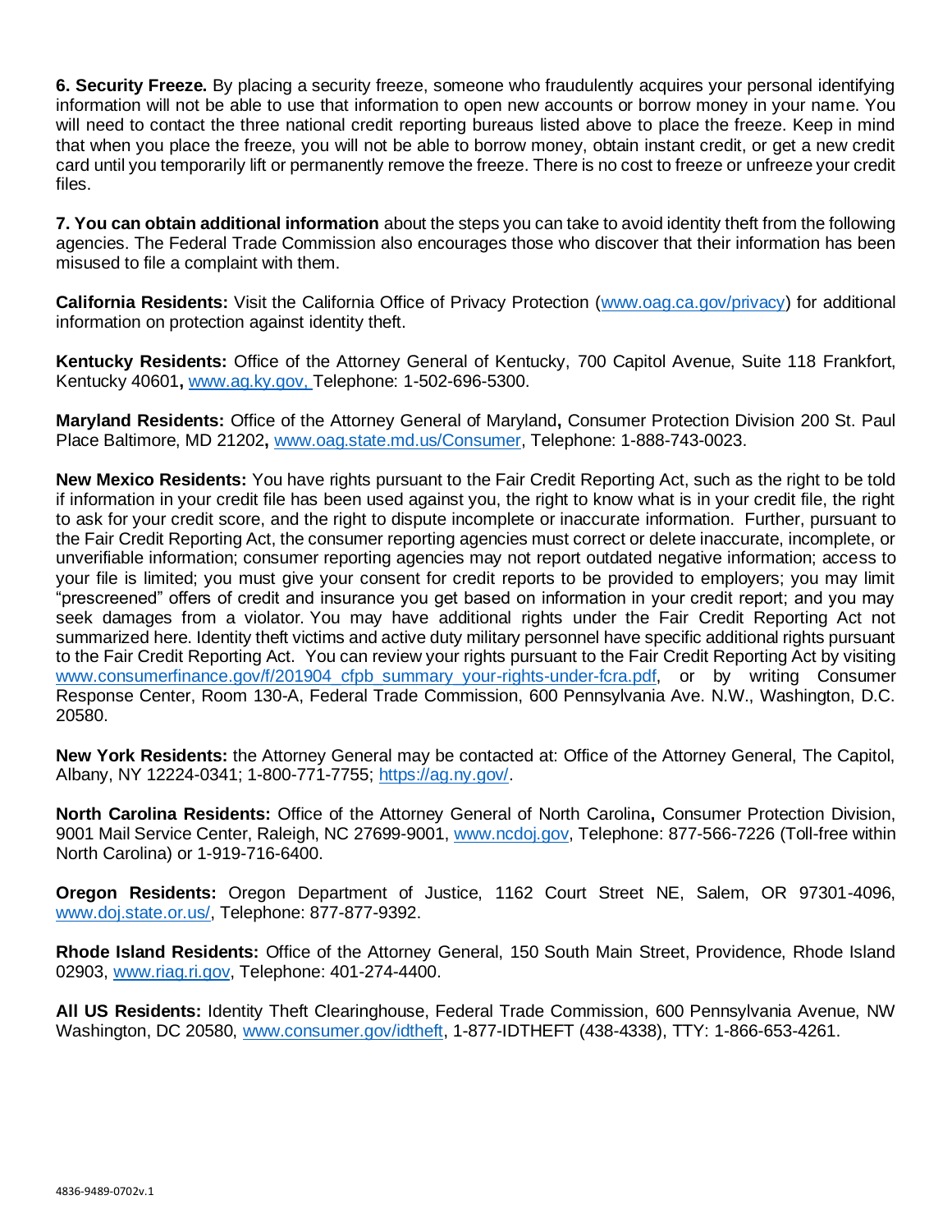**6. Security Freeze.** By placing a security freeze, someone who fraudulently acquires your personal identifying information will not be able to use that information to open new accounts or borrow money in your name. You will need to contact the three national credit reporting bureaus listed above to place the freeze. Keep in mind that when you place the freeze, you will not be able to borrow money, obtain instant credit, or get a new credit card until you temporarily lift or permanently remove the freeze. There is no cost to freeze or unfreeze your credit files.

**7. You can obtain additional information** about the steps you can take to avoid identity theft from the following agencies. The Federal Trade Commission also encourages those who discover that their information has been misused to file a complaint with them.

**California Residents:** Visit the California Office of Privacy Protection (www.oag.ca.gov/privacy) for additional information on protection against identity theft.

**Kentucky Residents:** Office of the Attorney General of Kentucky, 700 Capitol Avenue, Suite 118 Frankfort, Kentucky 40601**,** www.ag.ky.gov, Telephone: 1-502-696-5300.

**Maryland Residents:** Office of the Attorney General of Maryland**,** Consumer Protection Division 200 St. Paul Place Baltimore, MD 21202**,** www.oag.state.md.us/Consumer, Telephone: 1-888-743-0023.

**New Mexico Residents:** You have rights pursuant to the Fair Credit Reporting Act, such as the right to be told if information in your credit file has been used against you, the right to know what is in your credit file, the right to ask for your credit score, and the right to dispute incomplete or inaccurate information. Further, pursuant to the Fair Credit Reporting Act, the consumer reporting agencies must correct or delete inaccurate, incomplete, or unverifiable information; consumer reporting agencies may not report outdated negative information; access to your file is limited; you must give your consent for credit reports to be provided to employers; you may limit "prescreened" offers of credit and insurance you get based on information in your credit report; and you may seek damages from a violator. You may have additional rights under the Fair Credit Reporting Act not summarized here. Identity theft victims and active duty military personnel have specific additional rights pursuant to the Fair Credit Reporting Act. You can review your rights pursuant to the Fair Credit Reporting Act by visiting www.consumerfinance.gov/f/201904_cfpb_summary_your-rights-under-fcra.pdf, or by writing Consumer Response Center, Room 130-A, Federal Trade Commission, 600 Pennsylvania Ave. N.W., Washington, D.C. 20580.

**New York Residents:** the Attorney General may be contacted at: Office of the Attorney General, The Capitol, Albany, NY 12224-0341; 1-800-771-7755; https://ag.ny.gov/.

**North Carolina Residents:** Office of the Attorney General of North Carolina**,** Consumer Protection Division, 9001 Mail Service Center, Raleigh, NC 27699-9001, www.ncdoj.gov, Telephone: 877-566-7226 (Toll-free within North Carolina) or 1-919-716-6400.

**Oregon Residents:** Oregon Department of Justice, 1162 Court Street NE, Salem, OR 97301-4096, www.doj.state.or.us/, Telephone: 877-877-9392.

**Rhode Island Residents:** Office of the Attorney General, 150 South Main Street, Providence, Rhode Island 02903, www.riag.ri.gov, Telephone: 401-274-4400.

**All US Residents:** Identity Theft Clearinghouse, Federal Trade Commission, 600 Pennsylvania Avenue, NW Washington, DC 20580, www.consumer.gov/idtheft, 1-877-IDTHEFT (438-4338), TTY: 1-866-653-4261.

4836-9489-0702v.1